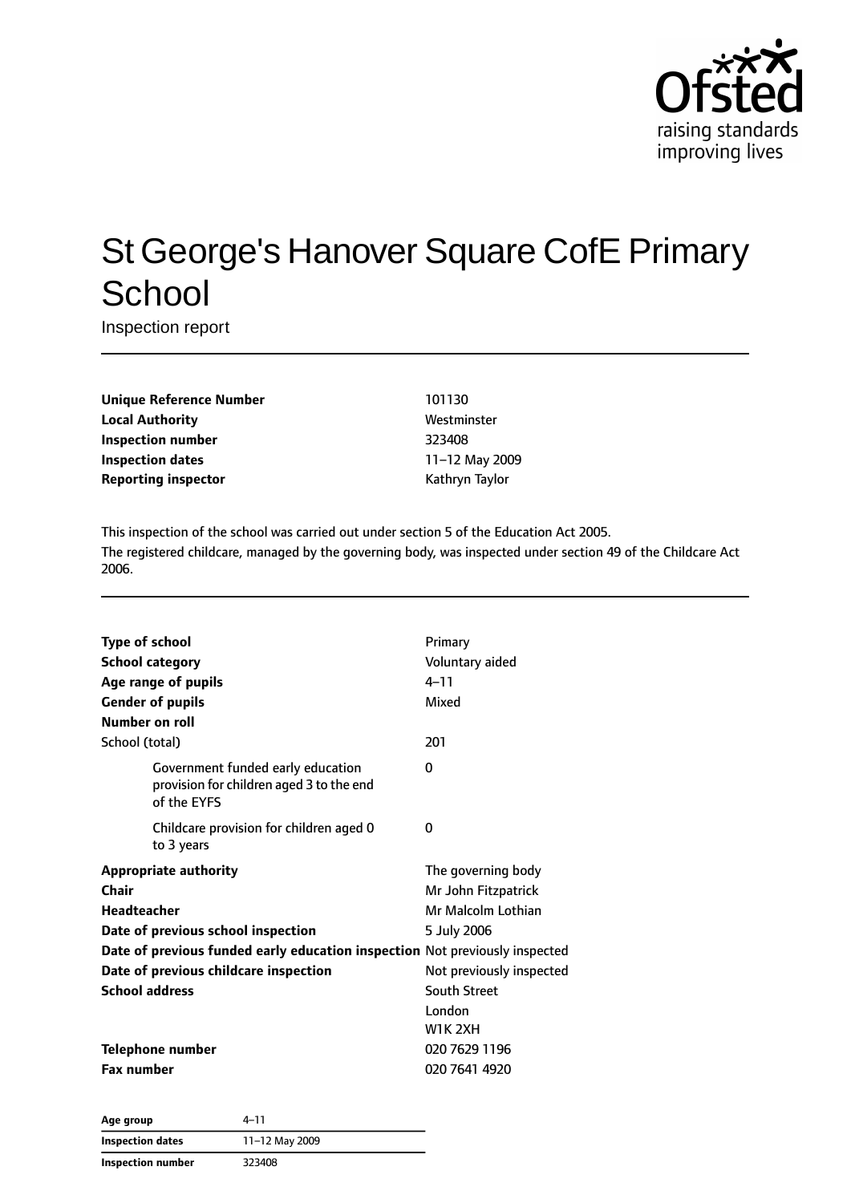Ofsted
raising standards
improving lives

# St George's Hanover Square CofE Primary School

Inspection report

| | |
|---|---|
| **Unique Reference Number** | 101130 |
| **Local Authority** | Westminster |
| **Inspection number** | 323408 |
| **Inspection dates** | 11–12 May 2009 |
| **Reporting inspector** | Kathryn Taylor |

This inspection of the school was carried out under section 5 of the Education Act 2005.

The registered childcare, managed by the governing body, was inspected under section 49 of the Childcare Act 2006.

| | |
|---|---|
| **Type of school** | Primary |
| **School category** | Voluntary aided |
| **Age range of pupils** | 4–11 |
| **Gender of pupils** | Mixed |
| **Number on roll** | |
| School (total) | 201 |
| Government funded early education provision for children aged 3 to the end of the EYFS | 0 |
| Childcare provision for children aged 0 to 3 years | 0 |
| **Appropriate authority** | The governing body |
| **Chair** | Mr John Fitzpatrick |
| **Headteacher** | Mr Malcolm Lothian |
| **Date of previous school inspection** | 5 July 2006 |
| **Date of previous funded early education inspection** | Not previously inspected |
| **Date of previous childcare inspection** | Not previously inspected |
| **School address** | South Street<br>London<br>W1K 2XH |
| **Telephone number** | 020 7629 1196 |
| **Fax number** | 020 7641 4920 |

| | |
|---|---|
| **Age group** | 4–11 |
| **Inspection dates** | 11–12 May 2009 |
| **Inspection number** | 323408 |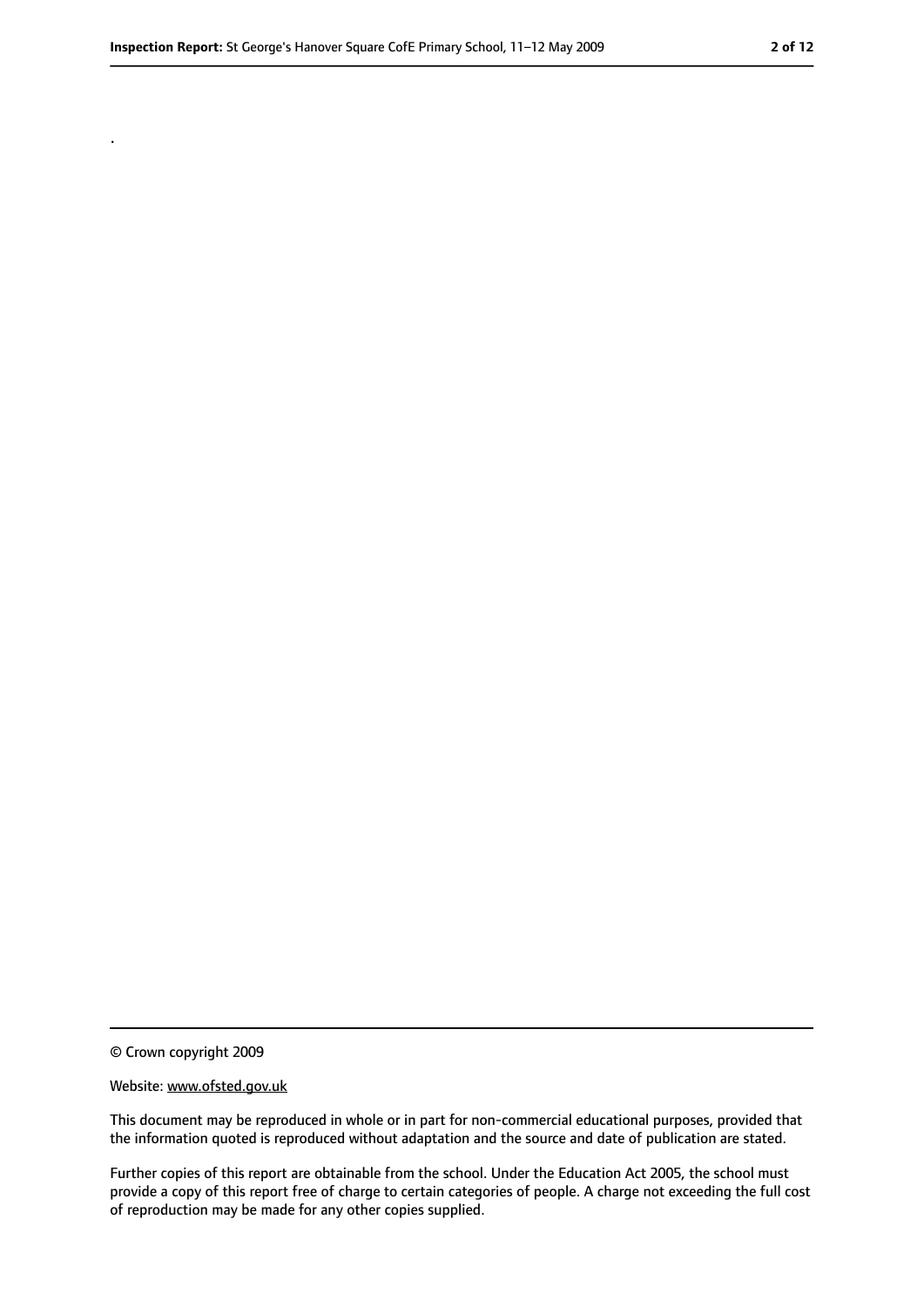.

© Crown copyright 2009

Website: www.ofsted.gov.uk

This document may be reproduced in whole or in part for non-commercial educational purposes, provided that the information quoted is reproduced without adaptation and the source and date of publication are stated.

Further copies of this report are obtainable from the school. Under the Education Act 2005, the school must provide a copy of this report free of charge to certain categories of people. A charge not exceeding the full cost of reproduction may be made for any other copies supplied.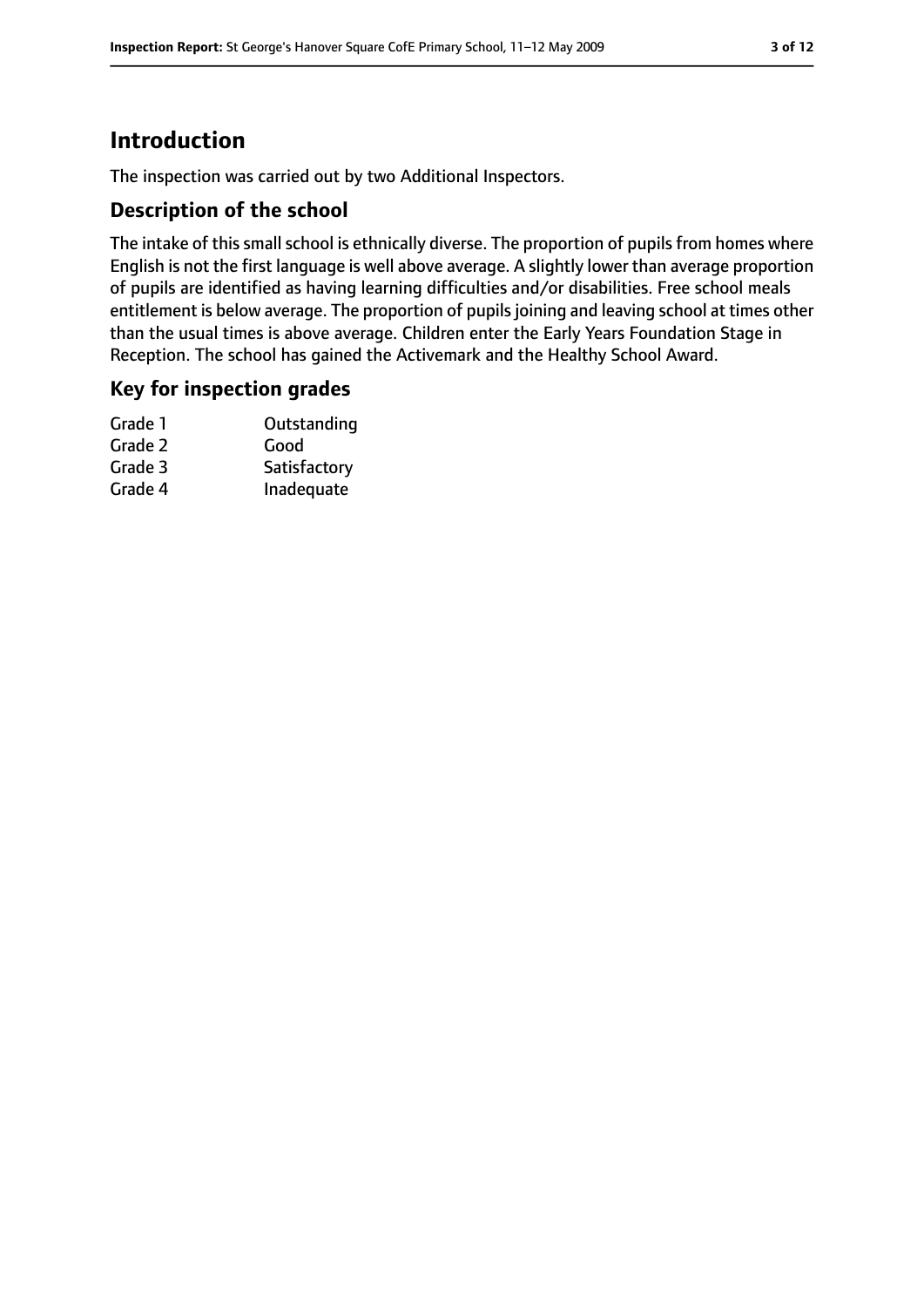# Introduction

The inspection was carried out by two Additional Inspectors.

## Description of the school

The intake of this small school is ethnically diverse. The proportion of pupils from homes where English is not the first language is well above average. A slightly lower than average proportion of pupils are identified as having learning difficulties and/or disabilities. Free school meals entitlement is below average. The proportion of pupils joining and leaving school at times other than the usual times is above average. Children enter the Early Years Foundation Stage in Reception. The school has gained the Activemark and the Healthy School Award.

## Key for inspection grades

| | |
|---|---|
| Grade 1 | Outstanding |
| Grade 2 | Good |
| Grade 3 | Satisfactory |
| Grade 4 | Inadequate |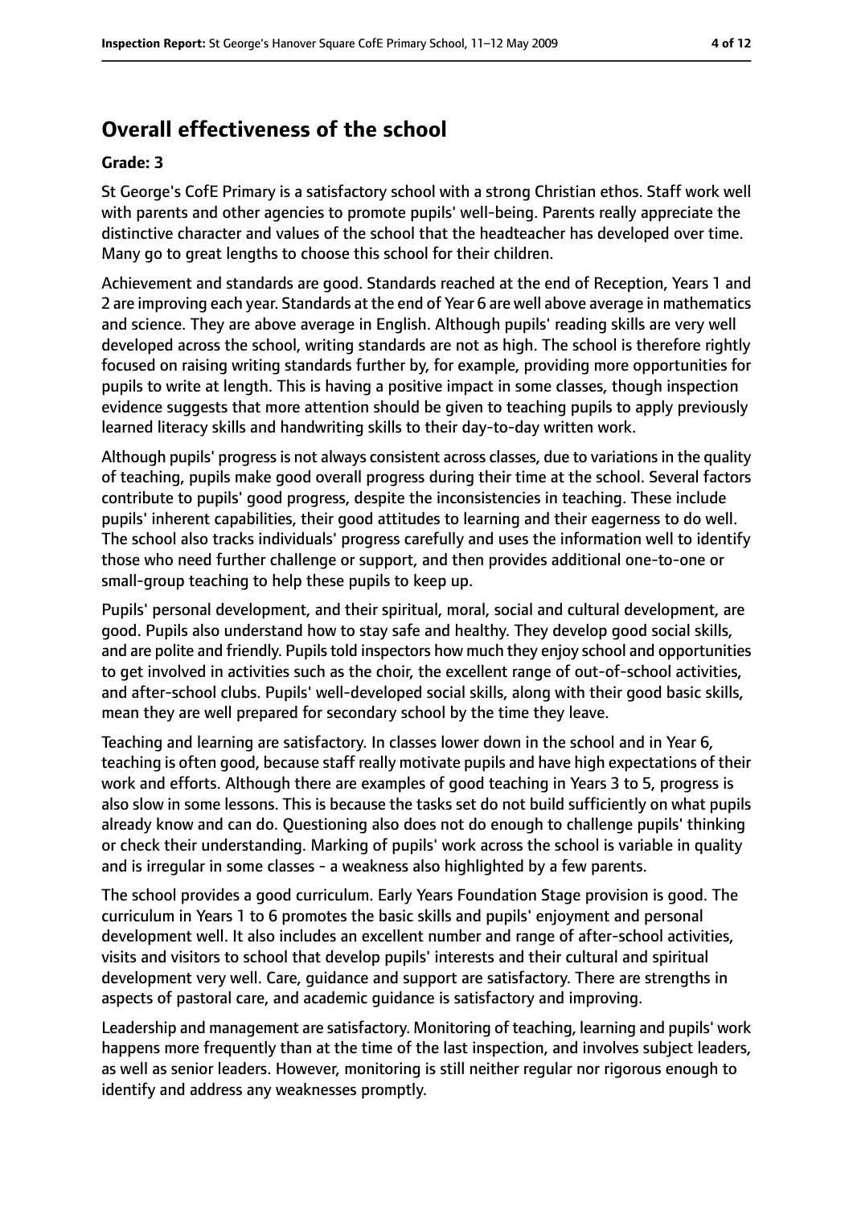## Overall effectiveness of the school

### Grade: 3

St George's CofE Primary is a satisfactory school with a strong Christian ethos. Staff work well with parents and other agencies to promote pupils' well-being. Parents really appreciate the distinctive character and values of the school that the headteacher has developed over time. Many go to great lengths to choose this school for their children.

Achievement and standards are good. Standards reached at the end of Reception, Years 1 and 2 are improving each year. Standards at the end of Year 6 are well above average in mathematics and science. They are above average in English. Although pupils' reading skills are very well developed across the school, writing standards are not as high. The school is therefore rightly focused on raising writing standards further by, for example, providing more opportunities for pupils to write at length. This is having a positive impact in some classes, though inspection evidence suggests that more attention should be given to teaching pupils to apply previously learned literacy skills and handwriting skills to their day-to-day written work.

Although pupils' progress is not always consistent across classes, due to variations in the quality of teaching, pupils make good overall progress during their time at the school. Several factors contribute to pupils' good progress, despite the inconsistencies in teaching. These include pupils' inherent capabilities, their good attitudes to learning and their eagerness to do well. The school also tracks individuals' progress carefully and uses the information well to identify those who need further challenge or support, and then provides additional one-to-one or small-group teaching to help these pupils to keep up.

Pupils' personal development, and their spiritual, moral, social and cultural development, are good. Pupils also understand how to stay safe and healthy. They develop good social skills, and are polite and friendly. Pupils told inspectors how much they enjoy school and opportunities to get involved in activities such as the choir, the excellent range of out-of-school activities, and after-school clubs. Pupils' well-developed social skills, along with their good basic skills, mean they are well prepared for secondary school by the time they leave.

Teaching and learning are satisfactory. In classes lower down in the school and in Year 6, teaching is often good, because staff really motivate pupils and have high expectations of their work and efforts. Although there are examples of good teaching in Years 3 to 5, progress is also slow in some lessons. This is because the tasks set do not build sufficiently on what pupils already know and can do. Questioning also does not do enough to challenge pupils' thinking or check their understanding. Marking of pupils' work across the school is variable in quality and is irregular in some classes - a weakness also highlighted by a few parents.

The school provides a good curriculum. Early Years Foundation Stage provision is good. The curriculum in Years 1 to 6 promotes the basic skills and pupils' enjoyment and personal development well. It also includes an excellent number and range of after-school activities, visits and visitors to school that develop pupils' interests and their cultural and spiritual development very well. Care, guidance and support are satisfactory. There are strengths in aspects of pastoral care, and academic guidance is satisfactory and improving.

Leadership and management are satisfactory. Monitoring of teaching, learning and pupils' work happens more frequently than at the time of the last inspection, and involves subject leaders, as well as senior leaders. However, monitoring is still neither regular nor rigorous enough to identify and address any weaknesses promptly.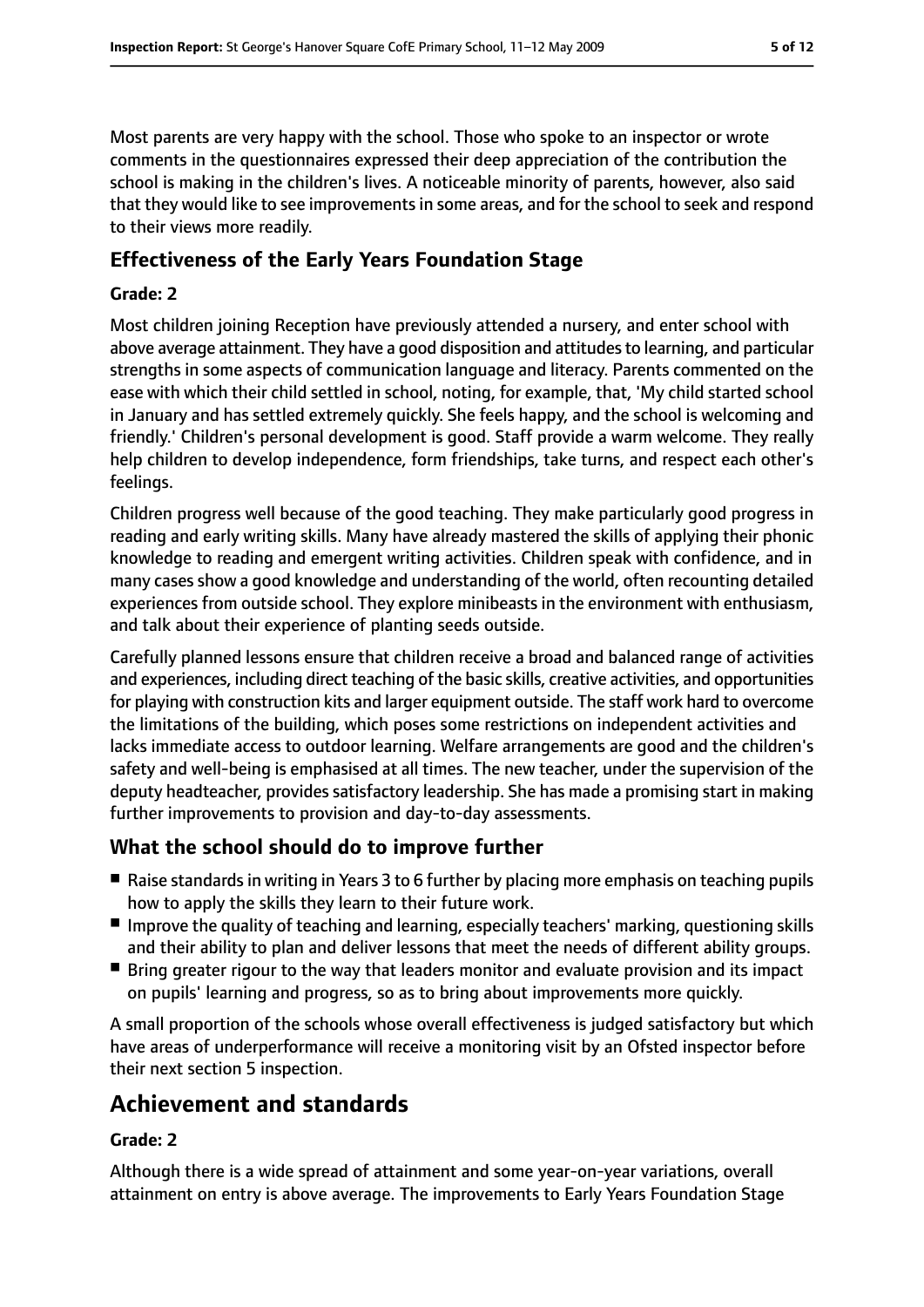Most parents are very happy with the school. Those who spoke to an inspector or wrote comments in the questionnaires expressed their deep appreciation of the contribution the school is making in the children's lives. A noticeable minority of parents, however, also said that they would like to see improvements in some areas, and for the school to seek and respond to their views more readily.

### Effectiveness of the Early Years Foundation Stage

#### Grade: 2

Most children joining Reception have previously attended a nursery, and enter school with above average attainment. They have a good disposition and attitudes to learning, and particular strengths in some aspects of communication language and literacy. Parents commented on the ease with which their child settled in school, noting, for example, that, 'My child started school in January and has settled extremely quickly. She feels happy, and the school is welcoming and friendly.' Children's personal development is good. Staff provide a warm welcome. They really help children to develop independence, form friendships, take turns, and respect each other's feelings.

Children progress well because of the good teaching. They make particularly good progress in reading and early writing skills. Many have already mastered the skills of applying their phonic knowledge to reading and emergent writing activities. Children speak with confidence, and in many cases show a good knowledge and understanding of the world, often recounting detailed experiences from outside school. They explore minibeasts in the environment with enthusiasm, and talk about their experience of planting seeds outside.

Carefully planned lessons ensure that children receive a broad and balanced range of activities and experiences, including direct teaching of the basic skills, creative activities, and opportunities for playing with construction kits and larger equipment outside. The staff work hard to overcome the limitations of the building, which poses some restrictions on independent activities and lacks immediate access to outdoor learning. Welfare arrangements are good and the children's safety and well-being is emphasised at all times. The new teacher, under the supervision of the deputy headteacher, provides satisfactory leadership. She has made a promising start in making further improvements to provision and day-to-day assessments.

### What the school should do to improve further

- Raise standards in writing in Years 3 to 6 further by placing more emphasis on teaching pupils how to apply the skills they learn to their future work.
- Improve the quality of teaching and learning, especially teachers' marking, questioning skills and their ability to plan and deliver lessons that meet the needs of different ability groups.
- Bring greater rigour to the way that leaders monitor and evaluate provision and its impact on pupils' learning and progress, so as to bring about improvements more quickly.

A small proportion of the schools whose overall effectiveness is judged satisfactory but which have areas of underperformance will receive a monitoring visit by an Ofsted inspector before their next section 5 inspection.

## Achievement and standards

#### Grade: 2

Although there is a wide spread of attainment and some year-on-year variations, overall attainment on entry is above average. The improvements to Early Years Foundation Stage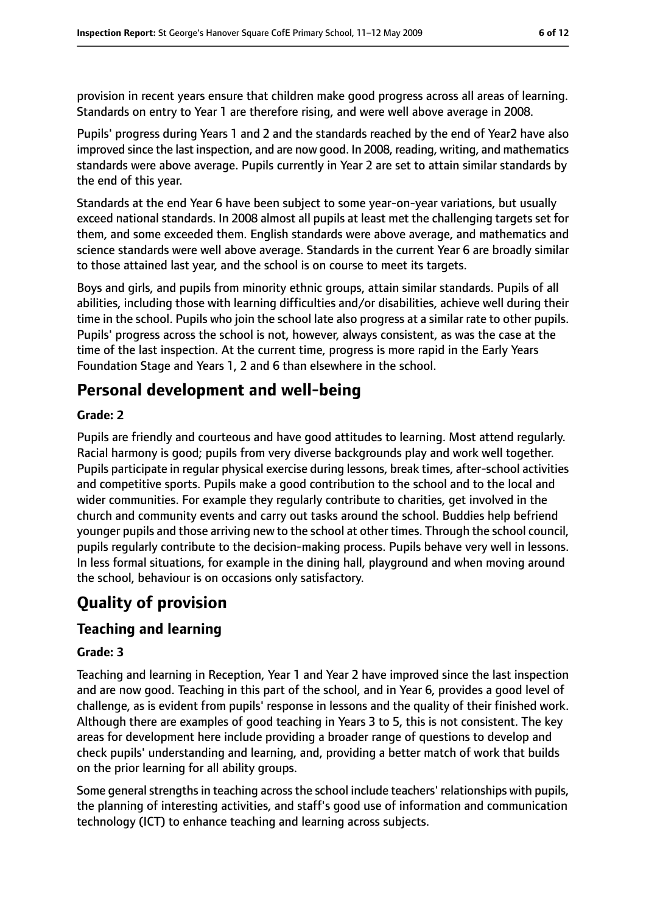provision in recent years ensure that children make good progress across all areas of learning. Standards on entry to Year 1 are therefore rising, and were well above average in 2008.

Pupils' progress during Years 1 and 2 and the standards reached by the end of Year2 have also improved since the last inspection, and are now good. In 2008, reading, writing, and mathematics standards were above average. Pupils currently in Year 2 are set to attain similar standards by the end of this year.

Standards at the end Year 6 have been subject to some year-on-year variations, but usually exceed national standards. In 2008 almost all pupils at least met the challenging targets set for them, and some exceeded them. English standards were above average, and mathematics and science standards were well above average. Standards in the current Year 6 are broadly similar to those attained last year, and the school is on course to meet its targets.

Boys and girls, and pupils from minority ethnic groups, attain similar standards. Pupils of all abilities, including those with learning difficulties and/or disabilities, achieve well during their time in the school. Pupils who join the school late also progress at a similar rate to other pupils. Pupils' progress across the school is not, however, always consistent, as was the case at the time of the last inspection. At the current time, progress is more rapid in the Early Years Foundation Stage and Years 1, 2 and 6 than elsewhere in the school.

## Personal development and well-being

**Grade: 2**

Pupils are friendly and courteous and have good attitudes to learning. Most attend regularly. Racial harmony is good; pupils from very diverse backgrounds play and work well together. Pupils participate in regular physical exercise during lessons, break times, after-school activities and competitive sports. Pupils make a good contribution to the school and to the local and wider communities. For example they regularly contribute to charities, get involved in the church and community events and carry out tasks around the school. Buddies help befriend younger pupils and those arriving new to the school at other times. Through the school council, pupils regularly contribute to the decision-making process. Pupils behave very well in lessons. In less formal situations, for example in the dining hall, playground and when moving around the school, behaviour is on occasions only satisfactory.

# Quality of provision

## Teaching and learning

**Grade: 3**

Teaching and learning in Reception, Year 1 and Year 2 have improved since the last inspection and are now good. Teaching in this part of the school, and in Year 6, provides a good level of challenge, as is evident from pupils' response in lessons and the quality of their finished work. Although there are examples of good teaching in Years 3 to 5, this is not consistent. The key areas for development here include providing a broader range of questions to develop and check pupils' understanding and learning, and, providing a better match of work that builds on the prior learning for all ability groups.

Some general strengths in teaching across the school include teachers' relationships with pupils, the planning of interesting activities, and staff's good use of information and communication technology (ICT) to enhance teaching and learning across subjects.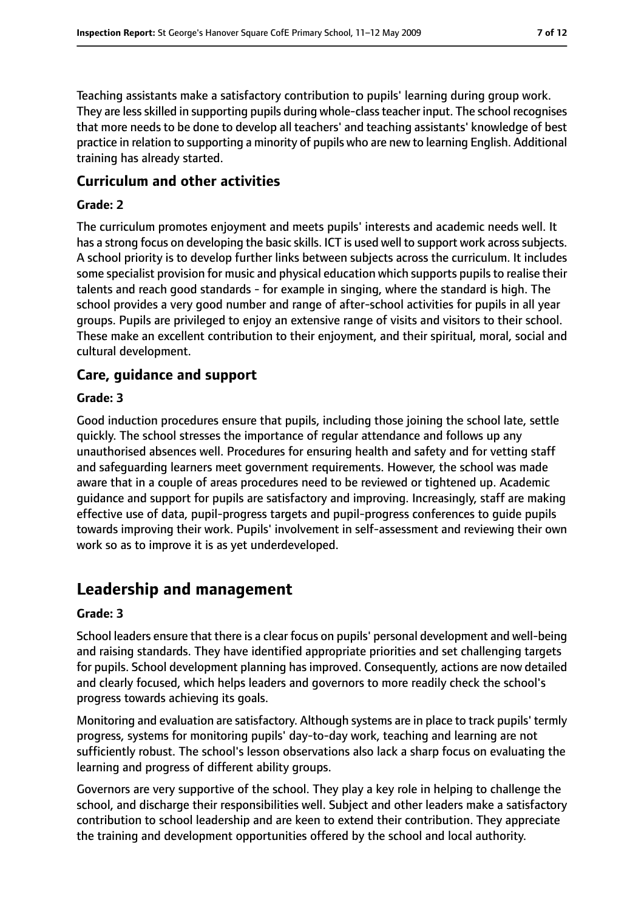Teaching assistants make a satisfactory contribution to pupils' learning during group work. They are less skilled in supporting pupils during whole-class teacher input. The school recognises that more needs to be done to develop all teachers' and teaching assistants' knowledge of best practice in relation to supporting a minority of pupils who are new to learning English. Additional training has already started.

### Curriculum and other activities

#### Grade: 2

The curriculum promotes enjoyment and meets pupils' interests and academic needs well. It has a strong focus on developing the basic skills. ICT is used well to support work across subjects. A school priority is to develop further links between subjects across the curriculum. It includes some specialist provision for music and physical education which supports pupils to realise their talents and reach good standards - for example in singing, where the standard is high. The school provides a very good number and range of after-school activities for pupils in all year groups. Pupils are privileged to enjoy an extensive range of visits and visitors to their school. These make an excellent contribution to their enjoyment, and their spiritual, moral, social and cultural development.

### Care, guidance and support

#### Grade: 3

Good induction procedures ensure that pupils, including those joining the school late, settle quickly. The school stresses the importance of regular attendance and follows up any unauthorised absences well. Procedures for ensuring health and safety and for vetting staff and safeguarding learners meet government requirements. However, the school was made aware that in a couple of areas procedures need to be reviewed or tightened up. Academic guidance and support for pupils are satisfactory and improving. Increasingly, staff are making effective use of data, pupil-progress targets and pupil-progress conferences to guide pupils towards improving their work. Pupils' involvement in self-assessment and reviewing their own work so as to improve it is as yet underdeveloped.

## Leadership and management

#### Grade: 3

School leaders ensure that there is a clear focus on pupils' personal development and well-being and raising standards. They have identified appropriate priorities and set challenging targets for pupils. School development planning has improved. Consequently, actions are now detailed and clearly focused, which helps leaders and governors to more readily check the school's progress towards achieving its goals.

Monitoring and evaluation are satisfactory. Although systems are in place to track pupils' termly progress, systems for monitoring pupils' day-to-day work, teaching and learning are not sufficiently robust. The school's lesson observations also lack a sharp focus on evaluating the learning and progress of different ability groups.

Governors are very supportive of the school. They play a key role in helping to challenge the school, and discharge their responsibilities well. Subject and other leaders make a satisfactory contribution to school leadership and are keen to extend their contribution. They appreciate the training and development opportunities offered by the school and local authority.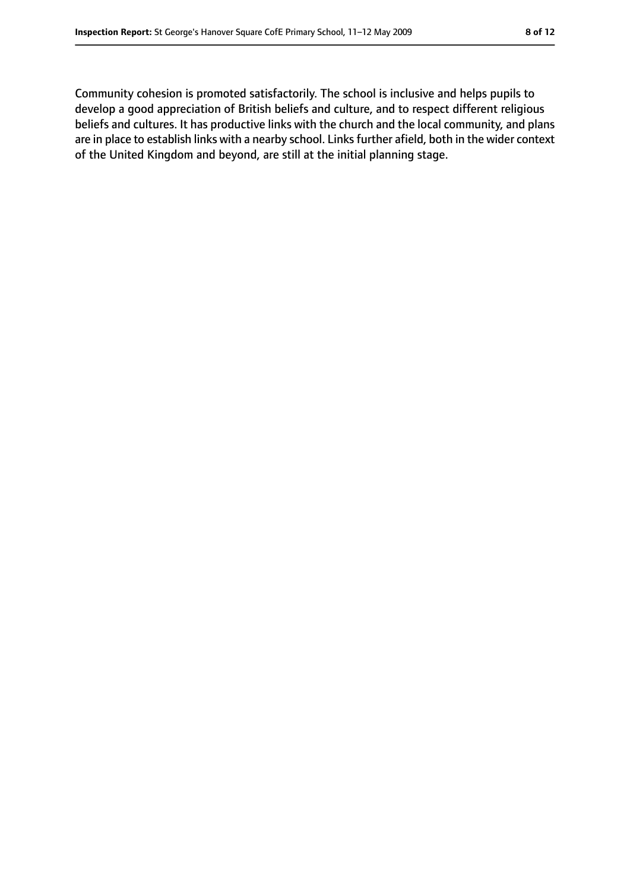Community cohesion is promoted satisfactorily. The school is inclusive and helps pupils to develop a good appreciation of British beliefs and culture, and to respect different religious beliefs and cultures. It has productive links with the church and the local community, and plans are in place to establish links with a nearby school. Links further afield, both in the wider context of the United Kingdom and beyond, are still at the initial planning stage.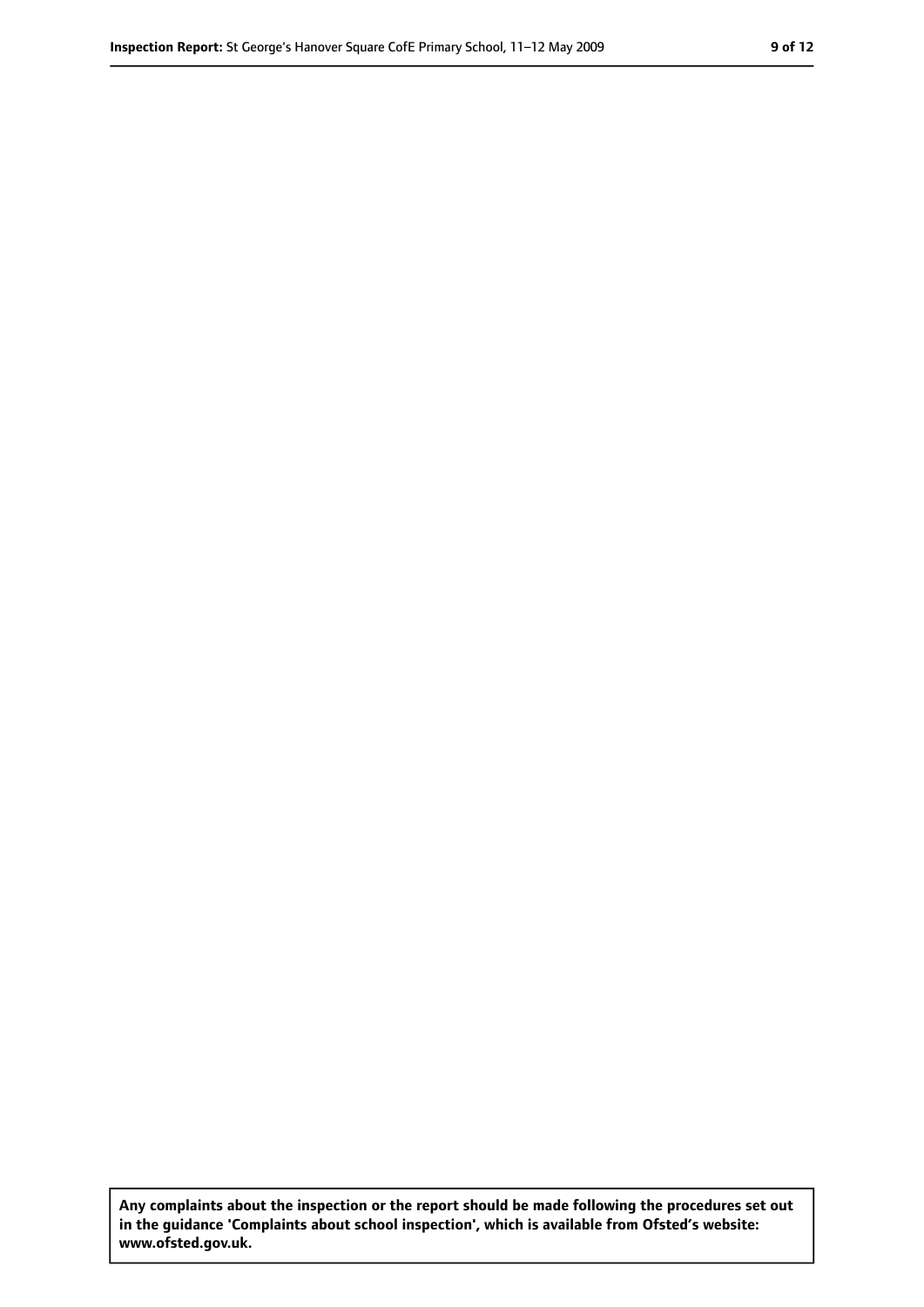**Any complaints about the inspection or the report should be made following the procedures set out in the guidance 'Complaints about school inspection', which is available from Ofsted's website: www.ofsted.gov.uk.**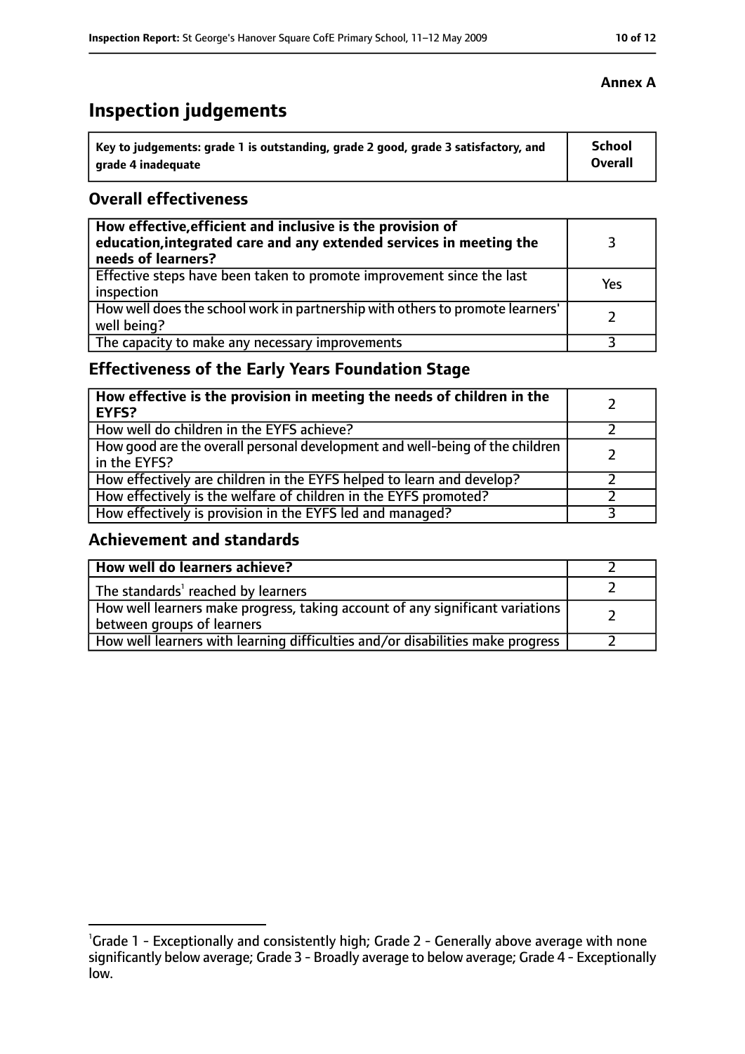**Annex A**

# Inspection judgements

| Key to judgements: grade 1 is outstanding, grade 2 good, grade 3 satisfactory, and grade 4 inadequate | School Overall |
|---|---|

## Overall effectiveness

| | |
|---|---|
| **How effective, efficient and inclusive is the provision of education, integrated care and any extended services in meeting the needs of learners?** | 3 |
| Effective steps have been taken to promote improvement since the last inspection | Yes |
| How well does the school work in partnership with others to promote learners' well being? | 2 |
| The capacity to make any necessary improvements | 3 |

## Effectiveness of the Early Years Foundation Stage

| | |
|---|---|
| **How effective is the provision in meeting the needs of children in the EYFS?** | 2 |
| How well do children in the EYFS achieve? | 2 |
| How good are the overall personal development and well-being of the children in the EYFS? | 2 |
| How effectively are children in the EYFS helped to learn and develop? | 2 |
| How effectively is the welfare of children in the EYFS promoted? | 2 |
| How effectively is provision in the EYFS led and managed? | 3 |

## Achievement and standards

| | |
|---|---|
| **How well do learners achieve?** | 2 |
| The standards[1] reached by learners | 2 |
| How well learners make progress, taking account of any significant variations between groups of learners | 2 |
| How well learners with learning difficulties and/or disabilities make progress | 2 |

[1]Grade 1 - Exceptionally and consistently high; Grade 2 - Generally above average with none significantly below average; Grade 3 - Broadly average to below average; Grade 4 - Exceptionally low.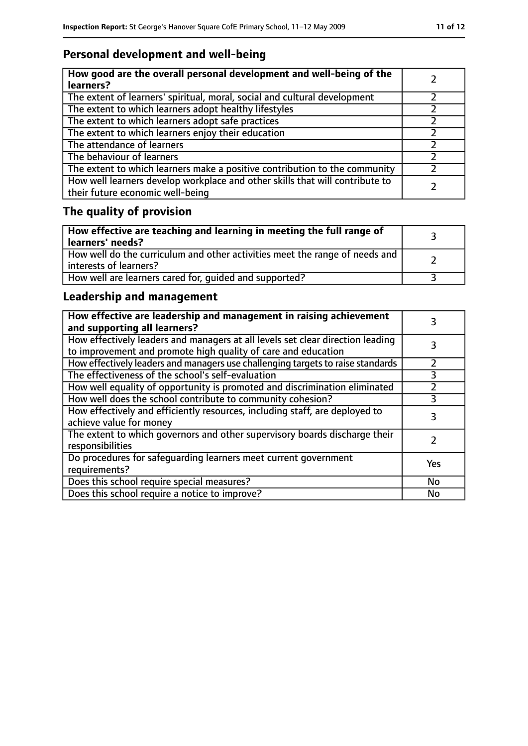## Personal development and well-being

| How good are the overall personal development and well-being of the learners? | 2 |
| --- | --- |
| The extent of learners' spiritual, moral, social and cultural development | 2 |
| The extent to which learners adopt healthy lifestyles | 2 |
| The extent to which learners adopt safe practices | 2 |
| The extent to which learners enjoy their education | 2 |
| The attendance of learners | 2 |
| The behaviour of learners | 2 |
| The extent to which learners make a positive contribution to the community | 2 |
| How well learners develop workplace and other skills that will contribute to their future economic well-being | 2 |

## The quality of provision

| How effective are teaching and learning in meeting the full range of learners' needs? | 3 |
| --- | --- |
| How well do the curriculum and other activities meet the range of needs and interests of learners? | 2 |
| How well are learners cared for, guided and supported? | 3 |

## Leadership and management

| How effective are leadership and management in raising achievement and supporting all learners? | 3 |
| --- | --- |
| How effectively leaders and managers at all levels set clear direction leading to improvement and promote high quality of care and education | 3 |
| How effectively leaders and managers use challenging targets to raise standards | 2 |
| The effectiveness of the school's self-evaluation | 3 |
| How well equality of opportunity is promoted and discrimination eliminated | 2 |
| How well does the school contribute to community cohesion? | 3 |
| How effectively and efficiently resources, including staff, are deployed to achieve value for money | 3 |
| The extent to which governors and other supervisory boards discharge their responsibilities | 2 |
| Do procedures for safeguarding learners meet current government requirements? | Yes |
| Does this school require special measures? | No |
| Does this school require a notice to improve? | No |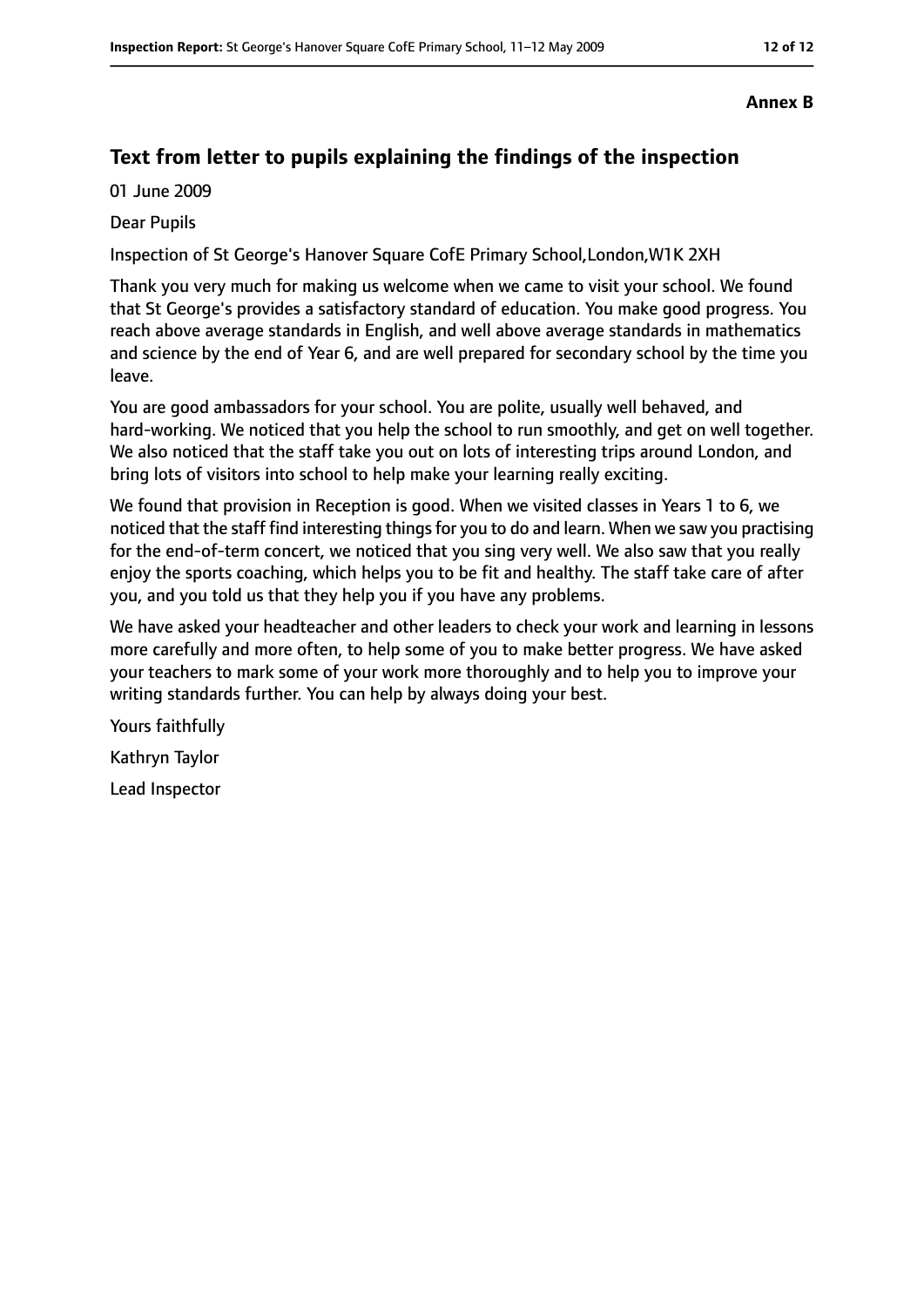**Annex B**

## Text from letter to pupils explaining the findings of the inspection

01 June 2009

Dear Pupils

Inspection of St George's Hanover Square CofE Primary School,London,W1K 2XH

Thank you very much for making us welcome when we came to visit your school. We found that St George's provides a satisfactory standard of education. You make good progress. You reach above average standards in English, and well above average standards in mathematics and science by the end of Year 6, and are well prepared for secondary school by the time you leave.

You are good ambassadors for your school. You are polite, usually well behaved, and hard-working. We noticed that you help the school to run smoothly, and get on well together. We also noticed that the staff take you out on lots of interesting trips around London, and bring lots of visitors into school to help make your learning really exciting.

We found that provision in Reception is good. When we visited classes in Years 1 to 6, we noticed that the staff find interesting things for you to do and learn. When we saw you practising for the end-of-term concert, we noticed that you sing very well. We also saw that you really enjoy the sports coaching, which helps you to be fit and healthy. The staff take care of after you, and you told us that they help you if you have any problems.

We have asked your headteacher and other leaders to check your work and learning in lessons more carefully and more often, to help some of you to make better progress. We have asked your teachers to mark some of your work more thoroughly and to help you to improve your writing standards further. You can help by always doing your best.

Yours faithfully

Kathryn Taylor

Lead Inspector